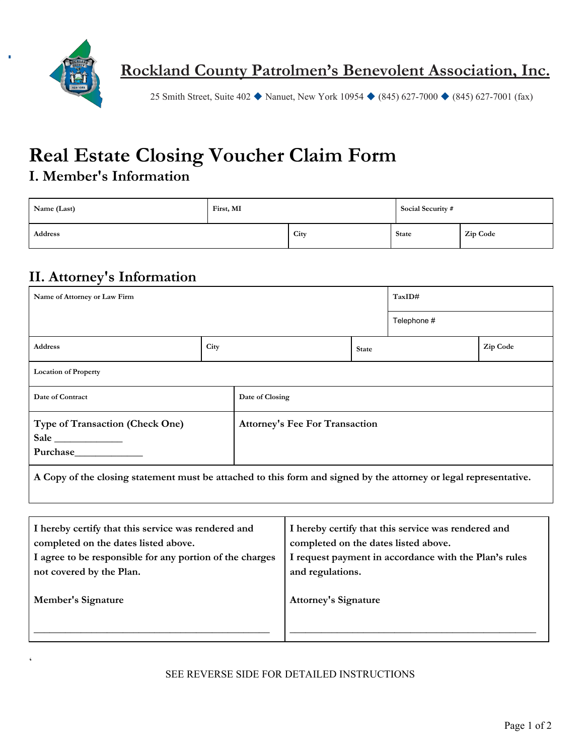# Rockland County Patrolmen's Benevolent Association, Inc.

25 Smith Street, Suite 402 ◆ Nanuet, New York 10954 ◆ (845) 627-7000 ◆ (845) 627-7001 (fax)

# Real Estate Closing Voucher Claim Form

## I. Member's Information

| Name (Last) | First, MI | Social Security # | |
|---|---|---|---|
| Address | City | State | Zip Code |

## II. Attorney's Information

| Name of Attorney or Law Firm | | | TaxID# |
|---|---|---|---|
| | | | Telephone # |
| Address | City | State | Zip Code |
| Location of Property | | | |
| Date of Contract | Date of Closing | | |
| **Type of Transaction (Check One)** **Sale** _____________ **Purchase**_____________ | **Attorney's Fee For Transaction** | | |

**A Copy of the closing statement must be attached to this form and signed by the attorney or legal representative.**

| **I hereby certify that this service was rendered and completed on the dates listed above. I agree to be responsible for any portion of the charges not covered by the Plan.** | **I hereby certify that this service was rendered and completed on the dates listed above. I request payment in accordance with the Plan's rules and regulations.** |
|---|---|
| **Member's Signature** ______________________________________________ | **Attorney's Signature** ______________________________________________ |

SEE REVERSE SIDE FOR DETAILED INSTRUCTIONS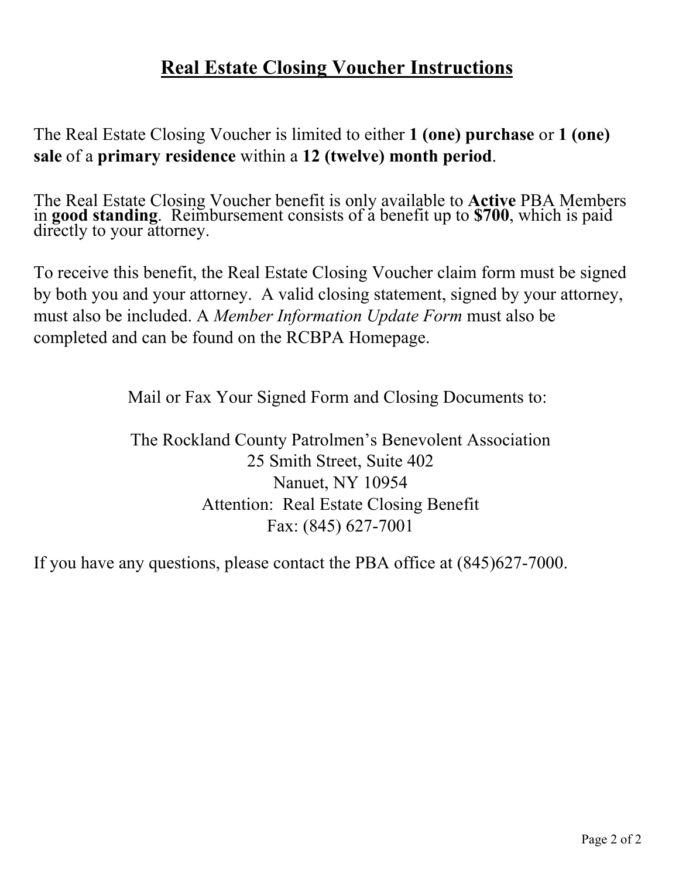# Real Estate Closing Voucher Instructions

The Real Estate Closing Voucher is limited to either **1 (one) purchase** or **1 (one) sale** of a **primary residence** within a **12 (twelve) month period**.

The Real Estate Closing Voucher benefit is only available to **Active** PBA Members in **good standing**. Reimbursement consists of a benefit up to **$700**, which is paid directly to your attorney.

To receive this benefit, the Real Estate Closing Voucher claim form must be signed by both you and your attorney. A valid closing statement, signed by your attorney, must also be included. A *Member Information Update Form* must also be completed and can be found on the RCBPA Homepage.

Mail or Fax Your Signed Form and Closing Documents to:

The Rockland County Patrolmen's Benevolent Association
25 Smith Street, Suite 402
Nanuet, NY 10954
Attention: Real Estate Closing Benefit
Fax: (845) 627-7001

If you have any questions, please contact the PBA office at (845)627-7000.